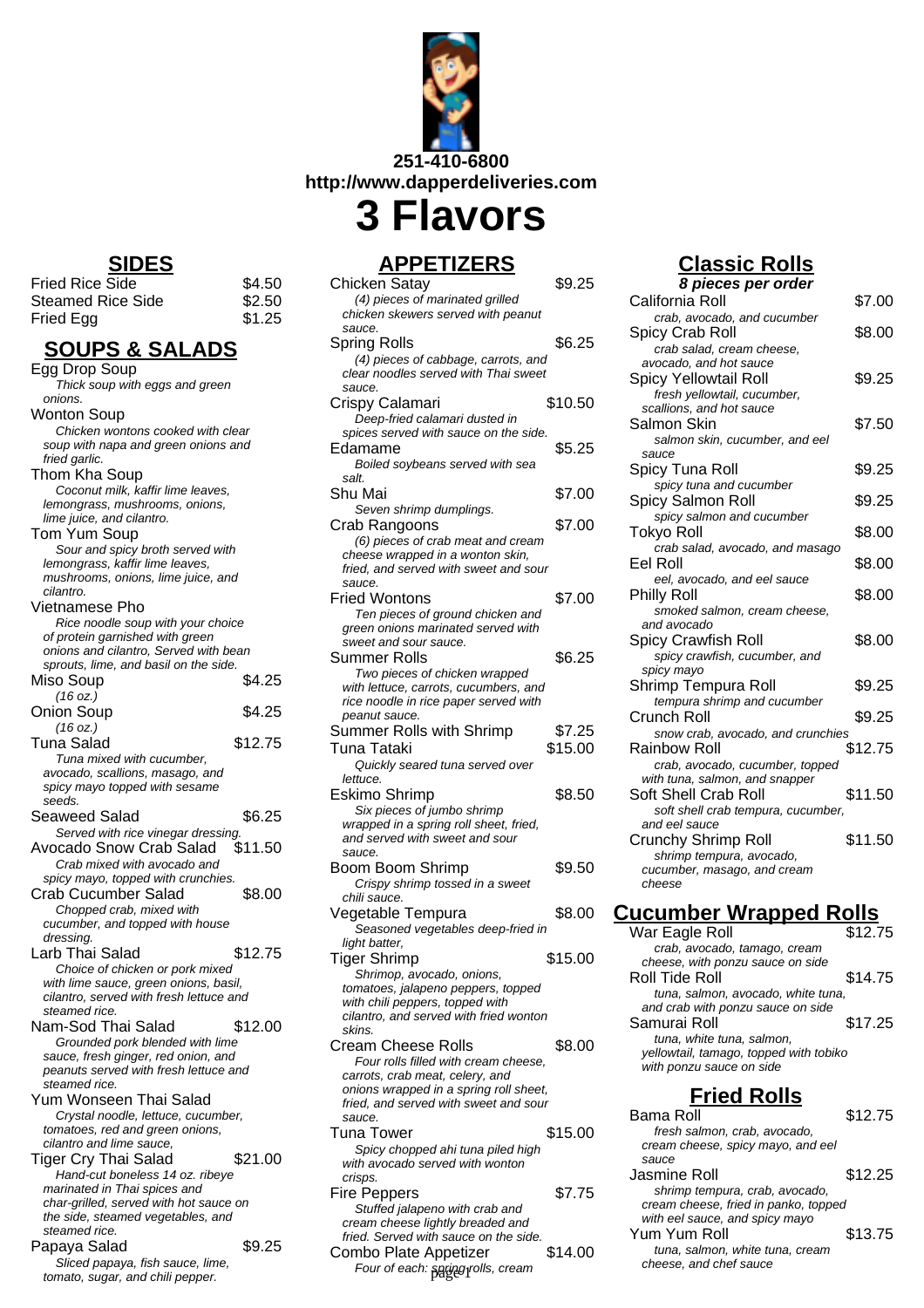251-410-6800
http://www.dapperdeliveries.com

# 3 Flavors

## SIDES

Fried Rice Side $4.50
Steamed Rice Side $2.50
Fried Egg $1.25

## SOUPS & SALADS

Egg Drop Soup
*Thick soup with eggs and green onions.*

Wonton Soup
*Chicken wontons cooked with clear soup with napa and green onions and fried garlic.*

Thom Kha Soup
*Coconut milk, kaffir lime leaves, lemongrass, mushrooms, onions, lime juice, and cilantro.*

Tom Yum Soup
*Sour and spicy broth served with lemongrass, kaffir lime leaves, mushrooms, onions, lime juice, and cilantro.*

Vietnamese Pho
*Rice noodle soup with your choice of protein garnished with green onions and cilantro, Served with bean sprouts, lime, and basil on the side.*

Miso Soup $4.25
*(16 oz.)*

Onion Soup $4.25
*(16 oz.)*

Tuna Salad $12.75
*Tuna mixed with cucumber, avocado, scallions, masago, and spicy mayo topped with sesame seeds.*

Seaweed Salad $6.25
*Served with rice vinegar dressing.*

Avocado Snow Crab Salad $11.50
*Crab mixed with avocado and spicy mayo, topped with crunchies.*

Crab Cucumber Salad $8.00
*Chopped crab, mixed with cucumber, and topped with house dressing.*

Larb Thai Salad $12.75
*Choice of chicken or pork mixed with lime sauce, green onions, basil, cilantro, served with fresh lettuce and steamed rice.*

Nam-Sod Thai Salad $12.00
*Grounded pork blended with lime sauce, fresh ginger, red onion, and peanuts served with fresh lettuce and steamed rice.*

Yum Wonseen Thai Salad
*Crystal noodle, lettuce, cucumber, tomatoes, red and green onions, cilantro and lime sauce,*

Tiger Cry Thai Salad $21.00
*Hand-cut boneless 14 oz. ribeye marinated in Thai spices and char-grilled, served with hot sauce on the side, steamed vegetables, and steamed rice.*

Papaya Salad $9.25
*Sliced papaya, fish sauce, lime, tomato, sugar, and chili pepper.*

## APPETIZERS

Chicken Satay $9.25
*(4) pieces of marinated grilled chicken skewers served with peanut sauce.*

Spring Rolls $6.25
*(4) pieces of cabbage, carrots, and clear noodles served with Thai sweet sauce.*

Crispy Calamari $10.50
*Deep-fried calamari dusted in spices served with sauce on the side.*

Edamame $5.25
*Boiled soybeans served with sea salt.*

Shu Mai $7.00
*Seven shrimp dumplings.*

Crab Rangoons $7.00
*(6) pieces of crab meat and cream cheese wrapped in a wonton skin, fried, and served with sweet and sour sauce.*

Fried Wontons $7.00
*Ten pieces of ground chicken and green onions marinated served with sweet and sour sauce.*

Summer Rolls $6.25
*Two pieces of chicken wrapped with lettuce, carrots, cucumbers, and rice noodle in rice paper served with peanut sauce.*

Summer Rolls with Shrimp $7.25

Tuna Tataki $15.00
*Quickly seared tuna served over lettuce.*

Eskimo Shrimp $8.50
*Six pieces of jumbo shrimp wrapped in a spring roll sheet, fried, and served with sweet and sour sauce.*

Boom Boom Shrimp $9.50
*Crispy shrimp tossed in a sweet chili sauce.*

Vegetable Tempura $8.00
*Seasoned vegetables deep-fried in light batter,*

Tiger Shrimp $15.00
*Shrimop, avocado, onions, tomatoes, jalapeno peppers, topped with chili peppers, topped with cilantro, and served with fried wonton skins.*

Cream Cheese Rolls $8.00
*Four rolls filled with cream cheese, carrots, crab meat, celery, and onions wrapped in a spring roll sheet, fried, and served with sweet and sour sauce.*

Tuna Tower $15.00
*Spicy chopped ahi tuna piled high with avocado served with wonton crisps.*

Fire Peppers $7.75
*Stuffed jalapeno with crab and cream cheese lightly breaded and fried. Served with sauce on the side.*

Combo Plate Appetizer $14.00
*Four of each: spring rolls, cream*

## Classic Rolls

***8 pieces per order***

California Roll $7.00
*crab, avocado, and cucumber*

Spicy Crab Roll $8.00
*crab salad, cream cheese, avocado, and hot sauce*

Spicy Yellowtail Roll $9.25
*fresh yellowtail, cucumber, scallions, and hot sauce*

Salmon Skin $7.50
*salmon skin, cucumber, and eel sauce*

Spicy Tuna Roll $9.25
*spicy tuna and cucumber*

Spicy Salmon Roll $9.25
*spicy salmon and cucumber*

Tokyo Roll $8.00
*crab salad, avocado, and masago*

Eel Roll $8.00
*eel, avocado, and eel sauce*

Philly Roll $8.00
*smoked salmon, cream cheese, and avocado*

Spicy Crawfish Roll $8.00
*spicy crawfish, cucumber, and spicy mayo*

Shrimp Tempura Roll $9.25
*tempura shrimp and cucumber*

Crunch Roll $9.25
*snow crab, avocado, and crunchies*

Rainbow Roll $12.75
*crab, avocado, cucumber, topped with tuna, salmon, and snapper*

Soft Shell Crab Roll $11.50
*soft shell crab tempura, cucumber, and eel sauce*

Crunchy Shrimp Roll $11.50
*shrimp tempura, avocado, cucumber, masago, and cream cheese*

## Cucumber Wrapped Rolls

War Eagle Roll $12.75
*crab, avocado, tamago, cream cheese, with ponzu sauce on side*

Roll Tide Roll $14.75
*tuna, salmon, avocado, white tuna, and crab with ponzu sauce on side*

Samurai Roll $17.25
*tuna, white tuna, salmon, yellowtail, tamago, topped with tobiko with ponzu sauce on side*

## Fried Rolls

Bama Roll $12.75
*fresh salmon, crab, avocado, cream cheese, spicy mayo, and eel sauce*

Jasmine Roll $12.25
*shrimp tempura, crab, avocado, cream cheese, fried in panko, topped with eel sauce, and spicy mayo*

Yum Yum Roll $13.75
*tuna, salmon, white tuna, cream cheese, and chef sauce*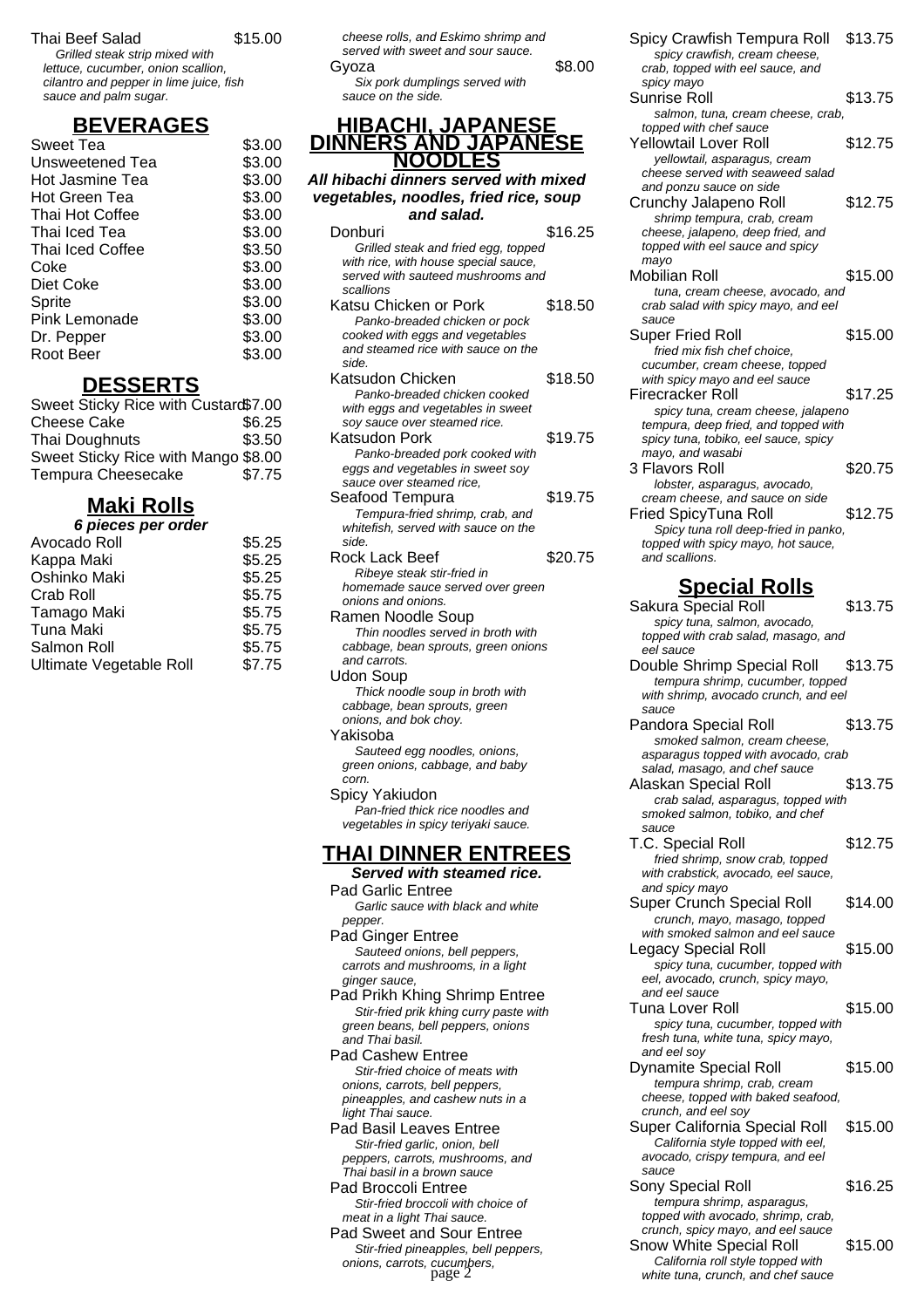Thai Beef Salad $15.00
*Grilled steak strip mixed with lettuce, cucumber, onion scallion, cilantro and pepper in lime juice, fish sauce and palm sugar.*

## BEVERAGES

| | |
|---|---|
| Sweet Tea | $3.00 |
| Unsweetened Tea | $3.00 |
| Hot Jasmine Tea | $3.00 |
| Hot Green Tea | $3.00 |
| Thai Hot Coffee | $3.00 |
| Thai Iced Tea | $3.00 |
| Thai Iced Coffee | $3.50 |
| Coke | $3.00 |
| Diet Coke | $3.00 |
| Sprite | $3.00 |
| Pink Lemonade | $3.00 |
| Dr. Pepper | $3.00 |
| Root Beer | $3.00 |

## DESSERTS

| | |
|---|---|
| Sweet Sticky Rice with Custard | $7.00 |
| Cheese Cake | $6.25 |
| Thai Doughnuts | $3.50 |
| Sweet Sticky Rice with Mango | $8.00 |
| Tempura Cheesecake | $7.75 |

## Maki Rolls

***6 pieces per order***

| | |
|---|---|
| Avocado Roll | $5.25 |
| Kappa Maki | $5.25 |
| Oshinko Maki | $5.25 |
| Crab Roll | $5.75 |
| Tamago Maki | $5.75 |
| Tuna Maki | $5.75 |
| Salmon Roll | $5.75 |
| Ultimate Vegetable Roll | $7.75 |

*cheese rolls, and Eskimo shrimp and served with sweet and sour sauce.*

Gyoza $8.00
*Six pork dumplings served with sauce on the side.*

## HIBACHI, JAPANESE DINNERS AND JAPANESE NOODLES

***All hibachi dinners served with mixed vegetables, noodles, fried rice, soup and salad.***

Donburi $16.25
*Grilled steak and fried egg, topped with rice, with house special sauce, served with sauteed mushrooms and scallions*

Katsu Chicken or Pork $18.50
*Panko-breaded chicken or pock cooked with eggs and vegetables and steamed rice with sauce on the side.*

Katsudon Chicken $18.50
*Panko-breaded chicken cooked with eggs and vegetables in sweet soy sauce over steamed rice.*

Katsudon Pork $19.75
*Panko-breaded pork cooked with eggs and vegetables in sweet soy sauce over steamed rice,*

Seafood Tempura $19.75
*Tempura-fried shrimp, crab, and whitefish, served with sauce on the side.*

Rock Lack Beef $20.75
*Ribeye steak stir-fried in homemade sauce served over green onions and onions.*

Ramen Noodle Soup
*Thin noodles served in broth with cabbage, bean sprouts, green onions and carrots.*

Udon Soup
*Thick noodle soup in broth with cabbage, bean sprouts, green onions, and bok choy.*

Yakisoba
*Sauteed egg noodles, onions, green onions, cabbage, and baby corn.*

Spicy Yakiudon
*Pan-fried thick rice noodles and vegetables in spicy teriyaki sauce.*

## THAI DINNER ENTREES

***Served with steamed rice.***

Pad Garlic Entree
*Garlic sauce with black and white pepper.*

Pad Ginger Entree
*Sauteed onions, bell peppers, carrots and mushrooms, in a light ginger sauce,*

Pad Prikh Khing Shrimp Entree
*Stir-fried prik khing curry paste with green beans, bell peppers, onions and Thai basil.*

Pad Cashew Entree
*Stir-fried choice of meats with onions, carrots, bell peppers, pineapples, and cashew nuts in a light Thai sauce.*

Pad Basil Leaves Entree
*Stir-fried garlic, onion, bell peppers, carrots, mushrooms, and Thai basil in a brown sauce*

Pad Broccoli Entree
*Stir-fried broccoli with choice of meat in a light Thai sauce.*

Pad Sweet and Sour Entree
*Stir-fried pineapples, bell peppers, onions, carrots, cucumbers,*

Spicy Crawfish Tempura Roll $13.75
*spicy crawfish, cream cheese, crab, topped with eel sauce, and spicy mayo*

Sunrise Roll $13.75
*salmon, tuna, cream cheese, crab, topped with chef sauce*

Yellowtail Lover Roll $12.75
*yellowtail, asparagus, cream cheese served with seaweed salad and ponzu sauce on side*

Crunchy Jalapeno Roll $12.75
*shrimp tempura, crab, cream cheese, jalapeno, deep fried, and topped with eel sauce and spicy mayo*

Mobilian Roll $15.00
*tuna, cream cheese, avocado, and crab salad with spicy mayo, and eel sauce*

Super Fried Roll $15.00
*fried mix fish chef choice, cucumber, cream cheese, topped with spicy mayo and eel sauce*

Firecracker Roll $17.25
*spicy tuna, cream cheese, jalapeno tempura, deep fried, and topped with spicy tuna, tobiko, eel sauce, spicy mayo, and wasabi*

3 Flavors Roll $20.75
*lobster, asparagus, avocado, cream cheese, and sauce on side*

Fried SpicyTuna Roll $12.75
*Spicy tuna roll deep-fried in panko, topped with spicy mayo, hot sauce, and scallions.*

## Special Rolls

Sakura Special Roll $13.75
*spicy tuna, salmon, avocado, topped with crab salad, masago, and eel sauce*

Double Shrimp Special Roll $13.75
*tempura shrimp, cucumber, topped with shrimp, avocado crunch, and eel sauce*

Pandora Special Roll $13.75
*smoked salmon, cream cheese, asparagus topped with avocado, crab salad, masago, and chef sauce*

Alaskan Special Roll $13.75
*crab salad, asparagus, topped with smoked salmon, tobiko, and chef sauce*

T.C. Special Roll $12.75
*fried shrimp, snow crab, topped with crabstick, avocado, eel sauce, and spicy mayo*

Super Crunch Special Roll $14.00
*crunch, mayo, masago, topped with smoked salmon and eel sauce*

Legacy Special Roll $15.00
*spicy tuna, cucumber, topped with eel, avocado, crunch, spicy mayo, and eel sauce*

Tuna Lover Roll $15.00
*spicy tuna, cucumber, topped with fresh tuna, white tuna, spicy mayo, and eel soy*

Dynamite Special Roll $15.00
*tempura shrimp, crab, cream cheese, topped with baked seafood, crunch, and eel soy*

Super California Special Roll $15.00
*California style topped with eel, avocado, crispy tempura, and eel sauce*

Sony Special Roll $16.25
*tempura shrimp, asparagus, topped with avocado, shrimp, crab, crunch, spicy mayo, and eel sauce*

Snow White Special Roll $15.00
*California roll style topped with white tuna, crunch, and chef sauce*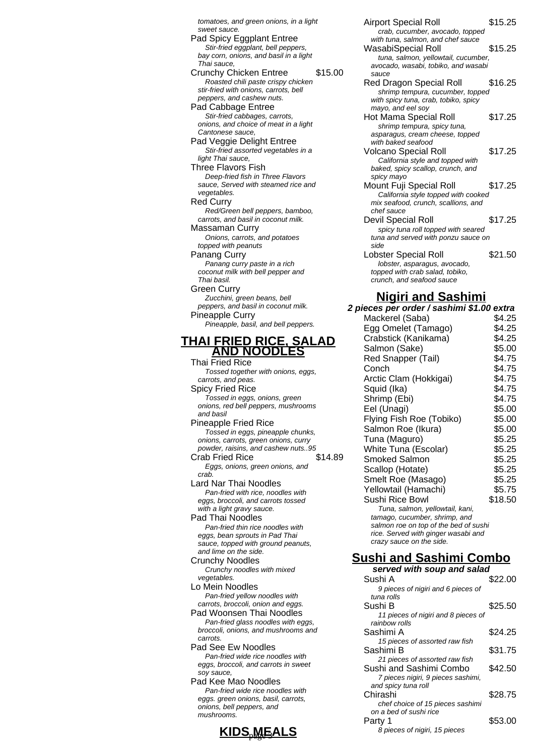tomatoes, and green onions, in a light sweet sauce.

Pad Spicy Eggplant Entree
*Stir-fried eggplant, bell peppers, bay corn, onions, and basil in a light Thai sauce,*

Crunchy Chicken Entree $15.00
*Roasted chili paste crispy chicken stir-fried with onions, carrots, bell peppers, and cashew nuts.*

Pad Cabbage Entree
*Stir-fried cabbages, carrots, onions, and choice of meat in a light Cantonese sauce,*

Pad Veggie Delight Entree
*Stir-fried assorted vegetables in a light Thai sauce,*

Three Flavors Fish
*Deep-fried fish in Three Flavors sauce, Served with steamed rice and vegetables.*

Red Curry
*Red/Green bell peppers, bamboo, carrots, and basil in coconut milk.*

Massaman Curry
*Onions, carrots, and potatoes topped with peanuts*

Panang Curry
*Panang curry paste in a rich coconut milk with bell pepper and Thai basil.*

Green Curry
*Zucchini, green beans, bell peppers, and basil in coconut milk.*

Pineapple Curry
*Pineapple, basil, and bell peppers.*

## THAI FRIED RICE, SALAD AND NOODLES

Thai Fried Rice
*Tossed together with onions, eggs, carrots, and peas.*

Spicy Fried Rice
*Tossed in eggs, onions, green onions, red bell peppers, mushrooms and basil*

Pineapple Fried Rice
*Tossed in eggs, pineapple chunks, onions, carrots, green onions, curry powder, raisins, and cashew nuts..95*

Crab Fried Rice $14.89
*Eggs, onions, green onions, and crab.*

Lard Nar Thai Noodles
*Pan-fried with rice, noodles with eggs, broccoli, and carrots tossed with a light gravy sauce.*

Pad Thai Noodles
*Pan-fried thin rice noodles with eggs, bean sprouts in Pad Thai sauce, topped with ground peanuts, and lime on the side.*

Crunchy Noodles
*Crunchy noodles with mixed vegetables.*

Lo Mein Noodles
*Pan-fried yellow noodles with carrots, broccoli, onion and eggs.*

Pad Woonsen Thai Noodles
*Pan-fried glass noodles with eggs, broccoli, onions, and mushrooms and carrots.*

Pad See Ew Noodles
*Pan-fried wide rice noodles with eggs, broccoli, and carrots in sweet soy sauce,*

Pad Kee Mao Noodles
*Pan-fried wide rice noodles with eggs. green onions, basil, carrots, onions, bell peppers, and mushrooms.*

## KIDS MEALS

Airport Special Roll $15.25
*crab, cucumber, avocado, topped with tuna, salmon, and chef sauce*

WasabiSpecial Roll $15.25
*tuna, salmon, yellowtail, cucumber, avocado, wasabi, tobiko, and wasabi sauce*

Red Dragon Special Roll $16.25
*shrimp tempura, cucumber, topped with spicy tuna, crab, tobiko, spicy mayo, and eel soy*

Hot Mama Special Roll $17.25
*shrimp tempura, spicy tuna, asparagus, cream cheese, topped with baked seafood*

Volcano Special Roll $17.25
*California style and topped with baked, spicy scallop, crunch, and spicy mayo*

Mount Fuji Special Roll $17.25
*California style topped with cooked mix seafood, crunch, scallions, and chef sauce*

Devil Special Roll $17.25
*spicy tuna roll topped with seared tuna and served with ponzu sauce on side*

Lobster Special Roll $21.50
*lobster, asparagus, avocado, topped with crab salad, tobiko, crunch, and seafood sauce*

## Nigiri and Sashimi

***2 pieces per order / sashimi $1.00 extra***

| Item | Price |
|---|---|
| Mackerel (Saba) | $4.25 |
| Egg Omelet (Tamago) | $4.25 |
| Crabstick (Kanikama) | $4.25 |
| Salmon (Sake) | $5.00 |
| Red Snapper (Tail) | $4.75 |
| Conch | $4.75 |
| Arctic Clam (Hokkigai) | $4.75 |
| Squid (Ika) | $4.75 |
| Shrimp (Ebi) | $4.75 |
| Eel (Unagi) | $5.00 |
| Flying Fish Roe (Tobiko) | $5.00 |
| Salmon Roe (Ikura) | $5.00 |
| Tuna (Maguro) | $5.25 |
| White Tuna (Escolar) | $5.25 |
| Smoked Salmon | $5.25 |
| Scallop (Hotate) | $5.25 |
| Smelt Roe (Masago) | $5.25 |
| Yellowtail (Hamachi) | $5.75 |
| Sushi Rice Bowl | $18.50 |

*Tuna, salmon, yellowtail, kani, tamago, cucumber, shrimp, and salmon roe on top of the bed of sushi rice. Served with ginger wasabi and crazy sauce on the side.*

## Sushi and Sashimi Combo

***served with soup and salad***

Sushi A $22.00
*9 pieces of nigiri and 6 pieces of tuna rolls*

Sushi B $25.50
*11 pieces of nigiri and 8 pieces of rainbow rolls*

Sashimi A $24.25
*15 pieces of assorted raw fish*

Sashimi B $31.75
*21 pieces of assorted raw fish*

Sushi and Sashimi Combo $42.50
*7 pieces nigiri, 9 pieces sashimi, and spicy tuna roll*

Chirashi $28.75
*chef choice of 15 pieces sashimi on a bed of sushi rice*

Party 1 $53.00
*8 pieces of nigiri, 15 pieces*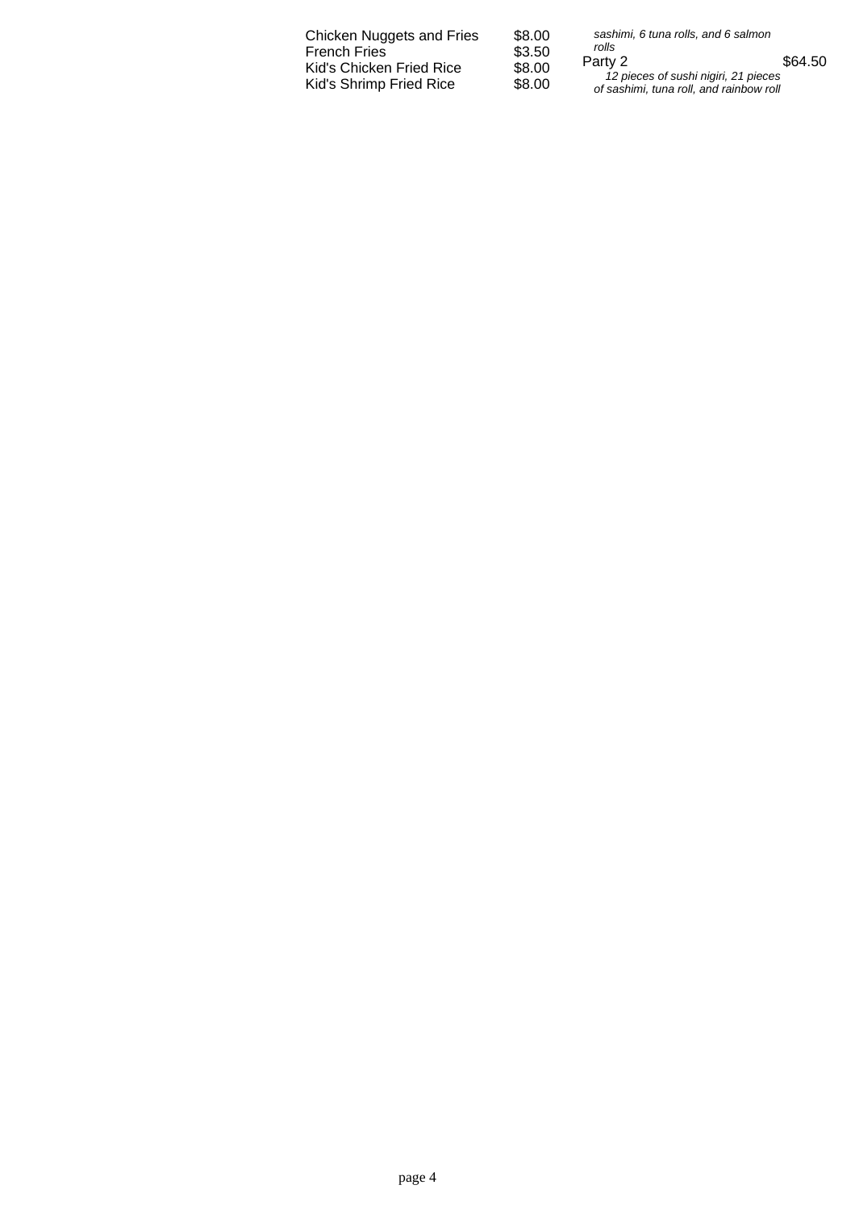| | |
|---|---|
| Chicken Nuggets and Fries | $8.00 |
| French Fries | $3.50 |
| Kid's Chicken Fried Rice | $8.00 |
| Kid's Shrimp Fried Rice | $8.00 |

*sashimi, 6 tuna rolls, and 6 salmon rolls*

| | |
|---|---|
| Party 2 | $64.50 |

*12 pieces of sushi nigiri, 21 pieces of sashimi, tuna roll, and rainbow roll*